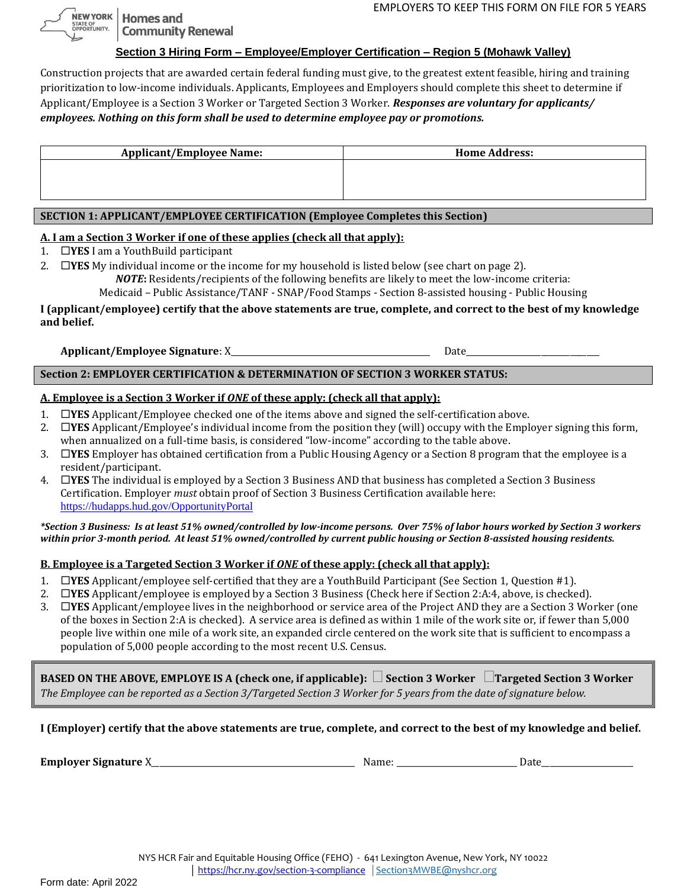EMPLOYERS TO KEEP THIS FORM ON FILE FOR 5 YEARS

NEW YORK STATE OF OPPORTUNITY. | Homes and Community Renewal

## Section 3 Hiring Form – Employee/Employer Certification – Region 5 (Mohawk Valley)

Construction projects that are awarded certain federal funding must give, to the greatest extent feasible, hiring and training prioritization to low-income individuals. Applicants, Employees and Employers should complete this sheet to determine if Applicant/Employee is a Section 3 Worker or Targeted Section 3 Worker. ***Responses are voluntary for applicants/ employees. Nothing on this form shall be used to determine employee pay or promotions.***

| Applicant/Employee Name: | Home Address: |
|---|---|
| | |

### SECTION 1: APPLICANT/EMPLOYEE CERTIFICATION (Employee Completes this Section)

**A. I am a Section 3 Worker if one of these applies (check all that apply):**

1. ☐**YES** I am a YouthBuild participant
2. ☐**YES** My individual income or the income for my household is listed below (see chart on page 2).
   ***NOTE*:** Residents/recipients of the following benefits are likely to meet the low-income criteria:
   Medicaid – Public Assistance/TANF - SNAP/Food Stamps - Section 8-assisted housing - Public Housing

**I (applicant/employee) certify that the above statements are true, complete, and correct to the best of my knowledge and belief.**

**Applicant/Employee Signature**: X\_\_\_\_\_\_\_\_\_\_\_\_\_\_\_\_\_\_\_\_\_\_\_\_\_\_\_\_\_\_\_\_\_\_\_\_ Date\_\_\_\_\_\_\_\_\_\_\_\_\_\_\_\_\_\_\_\_\_\_\_\_

### Section 2: EMPLOYER CERTIFICATION & DETERMINATION OF SECTION 3 WORKER STATUS:

**A. Employee is a Section 3 Worker if *ONE* of these apply: (check all that apply):**

1. ☐**YES** Applicant/Employee checked one of the items above and signed the self-certification above.
2. ☐**YES** Applicant/Employee's individual income from the position they (will) occupy with the Employer signing this form, when annualized on a full-time basis, is considered "low-income" according to the table above.
3. ☐**YES** Employer has obtained certification from a Public Housing Agency or a Section 8 program that the employee is a resident/participant.
4. ☐**YES** The individual is employed by a Section 3 Business AND that business has completed a Section 3 Business Certification. Employer *must* obtain proof of Section 3 Business Certification available here: https://hudapps.hud.gov/OpportunityPortal

***\*Section 3 Business: Is at least 51% owned/controlled by low-income persons. Over 75% of labor hours worked by Section 3 workers within prior 3-month period. At least 51% owned/controlled by current public housing or Section 8-assisted housing residents.***

**B. Employee is a Targeted Section 3 Worker if *ONE* of these apply: (check all that apply):**

1. ☐**YES** Applicant/employee self-certified that they are a YouthBuild Participant (See Section 1, Question #1).
2. ☐**YES** Applicant/employee is employed by a Section 3 Business (Check here if Section 2:A:4, above, is checked).
3. ☐**YES** Applicant/employee lives in the neighborhood or service area of the Project AND they are a Section 3 Worker (one of the boxes in Section 2:A is checked). A service area is defined as within 1 mile of the work site or, if fewer than 5,000 people live within one mile of a work site, an expanded circle centered on the work site that is sufficient to encompass a population of 5,000 people according to the most recent U.S. Census.

**BASED ON THE ABOVE, EMPLOYE IS A (check one, if applicable):** ☐ **Section 3 Worker** ☐**Targeted Section 3 Worker**
*The Employee can be reported as a Section 3/Targeted Section 3 Worker for 5 years from the date of signature below.*

**I (Employer) certify that the above statements are true, complete, and correct to the best of my knowledge and belief.**

**Employer Signature** X\_\_\_\_\_\_\_\_\_\_\_\_\_\_\_\_\_\_\_\_\_\_\_\_\_\_\_\_\_\_\_\_\_\_\_\_ Name: \_\_\_\_\_\_\_\_\_\_\_\_\_\_\_\_\_\_\_\_\_\_ Date\_\_\_\_\_\_\_\_\_\_\_\_\_\_\_\_\_\_\_\_

NYS HCR Fair and Equitable Housing Office (FEHO) - 641 Lexington Avenue, New York, NY 10022
| https://hcr.ny.gov/section-3-compliance | Section3MWBE@nyshcr.org

Form date: April 2022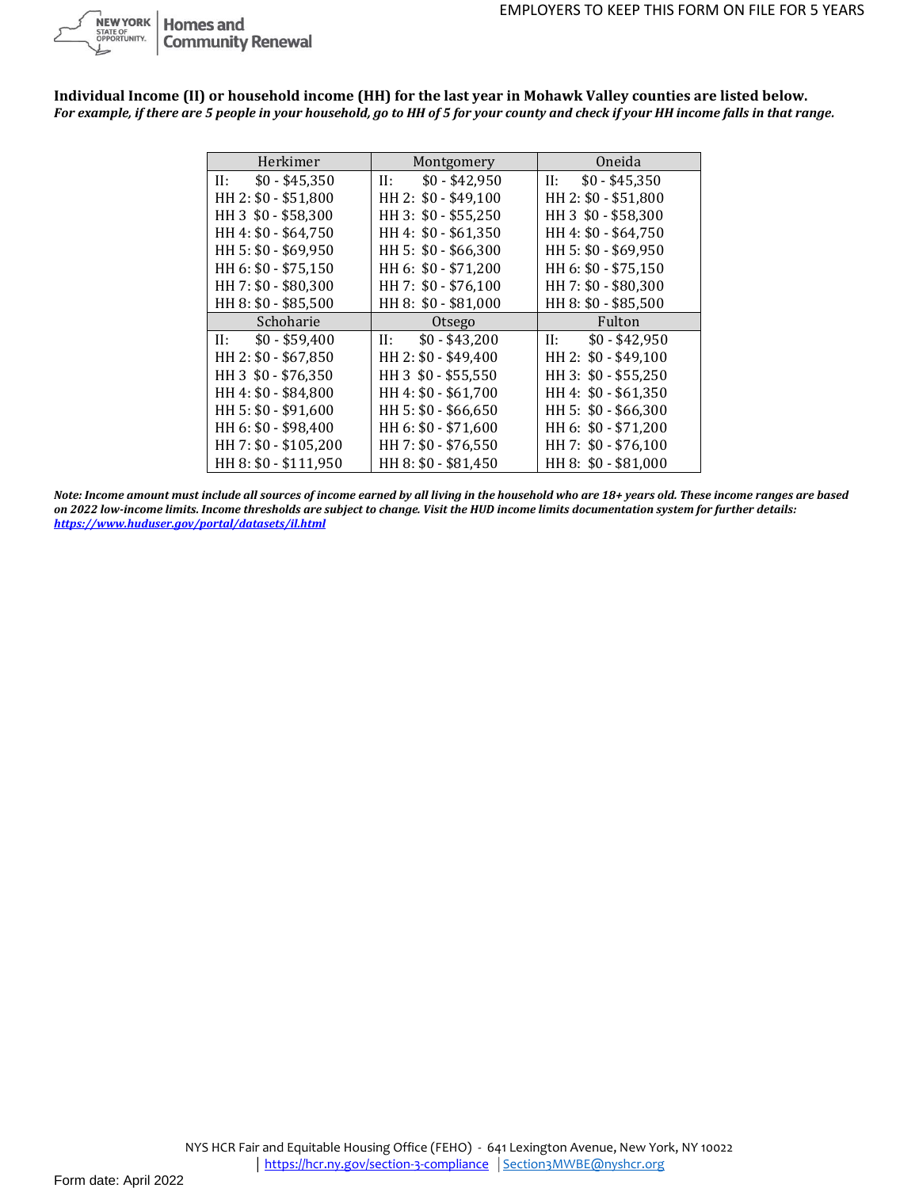**Individual Income (II) or household income (HH) for the last year in Mohawk Valley counties are listed below.**
***For example, if there are 5 people in your household, go to HH of 5 for your county and check if your HH income falls in that range.***

| Herkimer | Montgomery | Oneida |
|---|---|---|
| II: $0 - $45,350 | II: $0 - $42,950 | II: $0 - $45,350 |
| HH 2: $0 - $51,800 | HH 2: $0 - $49,100 | HH 2: $0 - $51,800 |
| HH 3 $0 - $58,300 | HH 3: $0 - $55,250 | HH 3 $0 - $58,300 |
| HH 4: $0 - $64,750 | HH 4: $0 - $61,350 | HH 4: $0 - $64,750 |
| HH 5: $0 - $69,950 | HH 5: $0 - $66,300 | HH 5: $0 - $69,950 |
| HH 6: $0 - $75,150 | HH 6: $0 - $71,200 | HH 6: $0 - $75,150 |
| HH 7: $0 - $80,300 | HH 7: $0 - $76,100 | HH 7: $0 - $80,300 |
| HH 8: $0 - $85,500 | HH 8: $0 - $81,000 | HH 8: $0 - $85,500 |
| **Schoharie** | **Otsego** | **Fulton** |
| II: $0 - $59,400 | II: $0 - $43,200 | II: $0 - $42,950 |
| HH 2: $0 - $67,850 | HH 2: $0 - $49,400 | HH 2: $0 - $49,100 |
| HH 3 $0 - $76,350 | HH 3 $0 - $55,550 | HH 3: $0 - $55,250 |
| HH 4: $0 - $84,800 | HH 4: $0 - $61,700 | HH 4: $0 - $61,350 |
| HH 5: $0 - $91,600 | HH 5: $0 - $66,650 | HH 5: $0 - $66,300 |
| HH 6: $0 - $98,400 | HH 6: $0 - $71,600 | HH 6: $0 - $71,200 |
| HH 7: $0 - $105,200 | HH 7: $0 - $76,550 | HH 7: $0 - $76,100 |
| HH 8: $0 - $111,950 | HH 8: $0 - $81,450 | HH 8: $0 - $81,000 |

***Note: Income amount must include all sources of income earned by all living in the household who are 18+ years old. These income ranges are based on 2022 low-income limits. Income thresholds are subject to change. Visit the HUD income limits documentation system for further details: https://www.huduser.gov/portal/datasets/il.html***